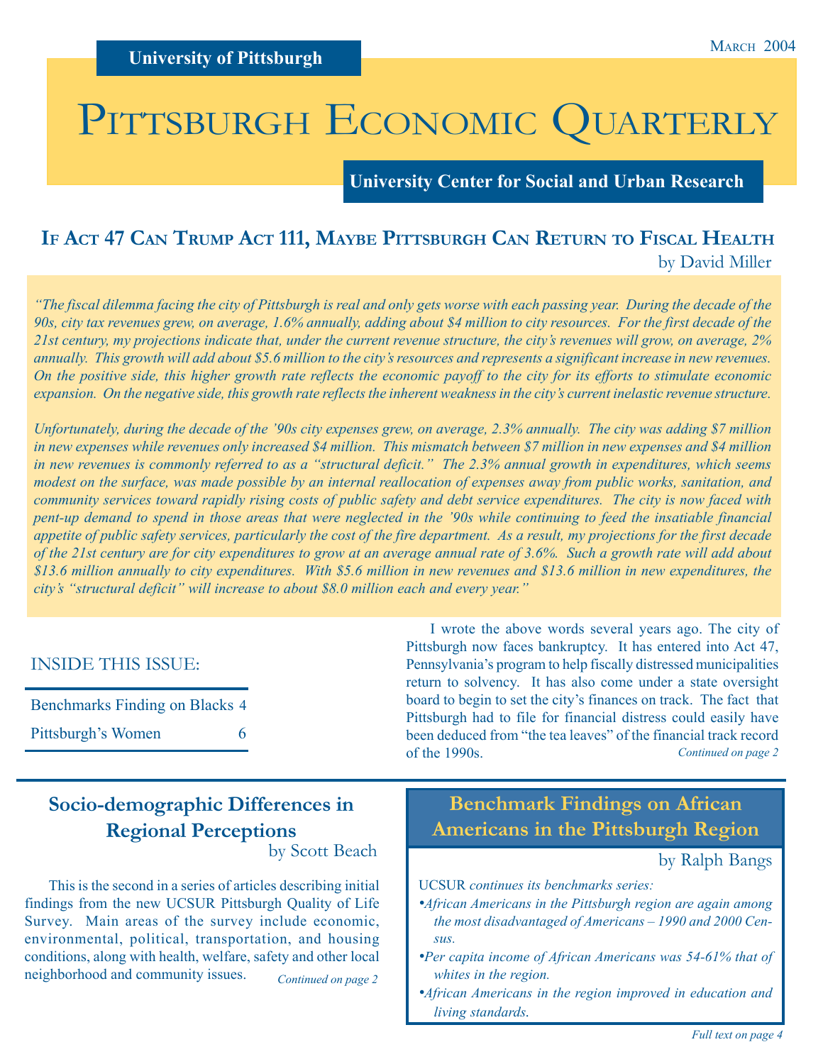University of Pittsburgh

March 2004

# Pittsburgh Economic Quarterly

University Center for Social and Urban Research

## If Act 47 Can Trump Act 111, Maybe Pittsburgh Can Return to Fiscal Health

by David Miller

*"The fiscal dilemma facing the city of Pittsburgh is real and only gets worse with each passing year. During the decade of the 90s, city tax revenues grew, on average, 1.6% annually, adding about $4 million to city resources. For the first decade of the 21st century, my projections indicate that, under the current revenue structure, the city's revenues will grow, on average, 2% annually. This growth will add about $5.6 million to the city's resources and represents a significant increase in new revenues. On the positive side, this higher growth rate reflects the economic payoff to the city for its efforts to stimulate economic expansion. On the negative side, this growth rate reflects the inherent weakness in the city's current inelastic revenue structure.*

*Unfortunately, during the decade of the '90s city expenses grew, on average, 2.3% annually. The city was adding $7 million in new expenses while revenues only increased $4 million. This mismatch between $7 million in new expenses and $4 million in new revenues is commonly referred to as a "structural deficit." The 2.3% annual growth in expenditures, which seems modest on the surface, was made possible by an internal reallocation of expenses away from public works, sanitation, and community services toward rapidly rising costs of public safety and debt service expenditures. The city is now faced with pent-up demand to spend in those areas that were neglected in the '90s while continuing to feed the insatiable financial appetite of public safety services, particularly the cost of the fire department. As a result, my projections for the first decade of the 21st century are for city expenditures to grow at an average annual rate of 3.6%. Such a growth rate will add about $13.6 million annually to city expenditures. With $5.6 million in new revenues and $13.6 million in new expenditures, the city's "structural deficit" will increase to about $8.0 million each and every year."*

I wrote the above words several years ago. The city of Pittsburgh now faces bankruptcy. It has entered into Act 47, Pennsylvania's program to help fiscally distressed municipalities return to solvency. It has also come under a state oversight board to begin to set the city's finances on track. The fact that Pittsburgh had to file for financial distress could easily have been deduced from "the tea leaves" of the financial track record of the 1990s.

*Continued on page 2*

### INSIDE THIS ISSUE:

| | |
|---|---|
| Benchmarks Finding on Blacks | 4 |
| Pittsburgh's Women | 6 |

## Socio-demographic Differences in Regional Perceptions

by Scott Beach

This is the second in a series of articles describing initial findings from the new UCSUR Pittsburgh Quality of Life Survey. Main areas of the survey include economic, environmental, political, transportation, and housing conditions, along with health, welfare, safety and other local neighborhood and community issues.

*Continued on page 2*

## Benchmark Findings on African Americans in the Pittsburgh Region

by Ralph Bangs

UCSUR *continues its benchmarks series:*

- *African Americans in the Pittsburgh region are again among the most disadvantaged of Americans – 1990 and 2000 Census.*
- *Per capita income of African Americans was 54-61% that of whites in the region.*
- *African Americans in the region improved in education and living standards.*

*Full text on page 4*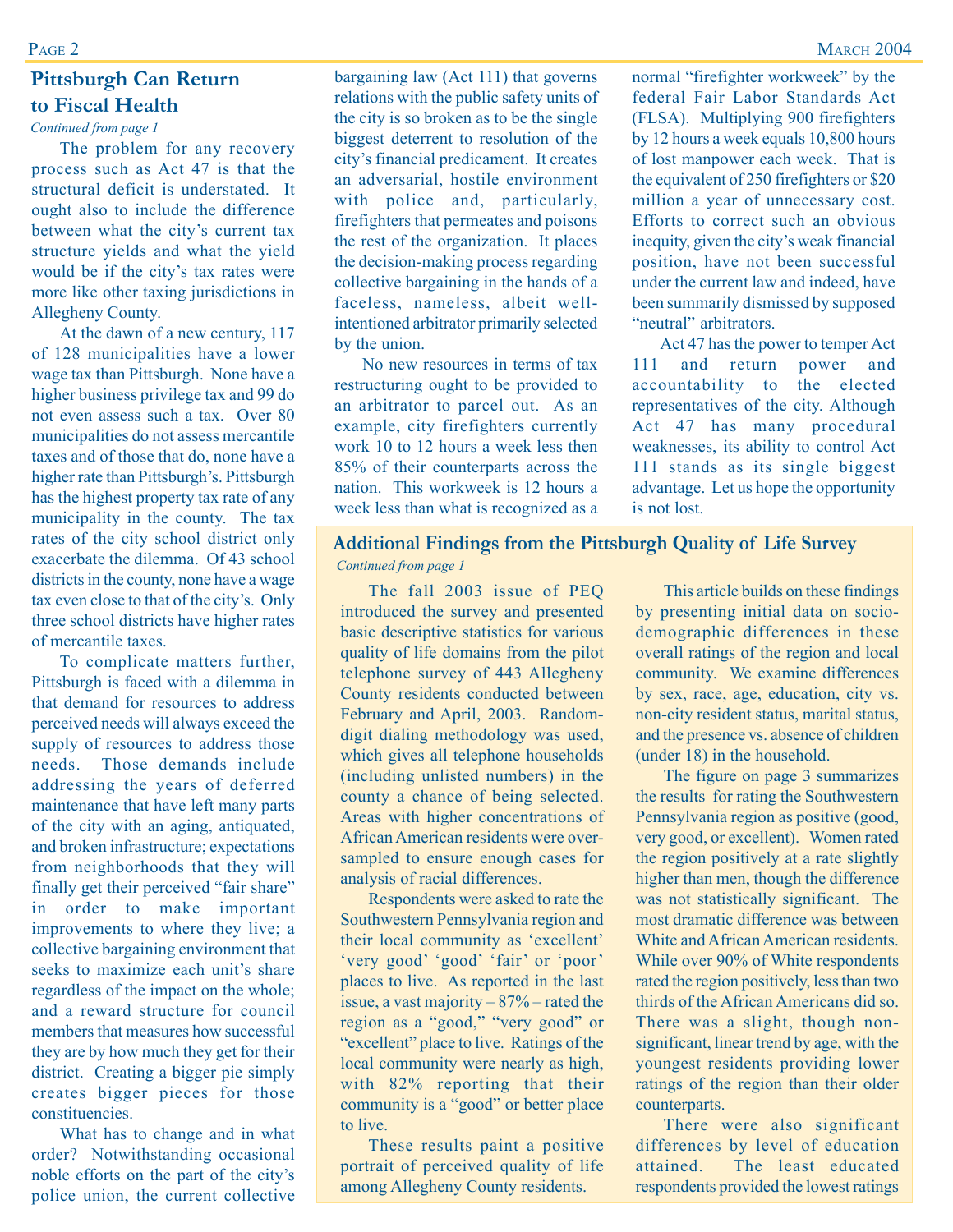## Pittsburgh Can Return to Fiscal Health

*Continued from page 1*

The problem for any recovery process such as Act 47 is that the structural deficit is understated. It ought also to include the difference between what the city's current tax structure yields and what the yield would be if the city's tax rates were more like other taxing jurisdictions in Allegheny County.

At the dawn of a new century, 117 of 128 municipalities have a lower wage tax than Pittsburgh. None have a higher business privilege tax and 99 do not even assess such a tax. Over 80 municipalities do not assess mercantile taxes and of those that do, none have a higher rate than Pittsburgh's. Pittsburgh has the highest property tax rate of any municipality in the county. The tax rates of the city school district only exacerbate the dilemma. Of 43 school districts in the county, none have a wage tax even close to that of the city's. Only three school districts have higher rates of mercantile taxes.

To complicate matters further, Pittsburgh is faced with a dilemma in that demand for resources to address perceived needs will always exceed the supply of resources to address those needs. Those demands include addressing the years of deferred maintenance that have left many parts of the city with an aging, antiquated, and broken infrastructure; expectations from neighborhoods that they will finally get their perceived "fair share" in order to make important improvements to where they live; a collective bargaining environment that seeks to maximize each unit's share regardless of the impact on the whole; and a reward structure for council members that measures how successful they are by how much they get for their district. Creating a bigger pie simply creates bigger pieces for those constituencies.

What has to change and in what order? Notwithstanding occasional noble efforts on the part of the city's police union, the current collective bargaining law (Act 111) that governs relations with the public safety units of the city is so broken as to be the single biggest deterrent to resolution of the city's financial predicament. It creates an adversarial, hostile environment with police and, particularly, firefighters that permeates and poisons the rest of the organization. It places the decision-making process regarding collective bargaining in the hands of a faceless, nameless, albeit well-intentioned arbitrator primarily selected by the union.

No new resources in terms of tax restructuring ought to be provided to an arbitrator to parcel out. As an example, city firefighters currently work 10 to 12 hours a week less then 85% of their counterparts across the nation. This workweek is 12 hours a week less than what is recognized as a normal "firefighter workweek" by the federal Fair Labor Standards Act (FLSA). Multiplying 900 firefighters by 12 hours a week equals 10,800 hours of lost manpower each week. That is the equivalent of 250 firefighters or $20 million a year of unnecessary cost. Efforts to correct such an obvious inequity, given the city's weak financial position, have not been successful under the current law and indeed, have been summarily dismissed by supposed "neutral" arbitrators.

Act 47 has the power to temper Act 111 and return power and accountability to the elected representatives of the city. Although Act 47 has many procedural weaknesses, its ability to control Act 111 stands as its single biggest advantage. Let us hope the opportunity is not lost.

## Additional Findings from the Pittsburgh Quality of Life Survey

*Continued from page 1*

The fall 2003 issue of PEQ introduced the survey and presented basic descriptive statistics for various quality of life domains from the pilot telephone survey of 443 Allegheny County residents conducted between February and April, 2003. Random-digit dialing methodology was used, which gives all telephone households (including unlisted numbers) in the county a chance of being selected. Areas with higher concentrations of African American residents were over-sampled to ensure enough cases for analysis of racial differences.

Respondents were asked to rate the Southwestern Pennsylvania region and their local community as 'excellent' 'very good' 'good' 'fair' or 'poor' places to live. As reported in the last issue, a vast majority – 87% – rated the region as a "good," "very good" or "excellent" place to live. Ratings of the local community were nearly as high, with 82% reporting that their community is a "good" or better place to live.

These results paint a positive portrait of perceived quality of life among Allegheny County residents.

This article builds on these findings by presenting initial data on socio-demographic differences in these overall ratings of the region and local community. We examine differences by sex, race, age, education, city vs. non-city resident status, marital status, and the presence vs. absence of children (under 18) in the household.

The figure on page 3 summarizes the results for rating the Southwestern Pennsylvania region as positive (good, very good, or excellent). Women rated the region positively at a rate slightly higher than men, though the difference was not statistically significant. The most dramatic difference was between White and African American residents. While over 90% of White respondents rated the region positively, less than two thirds of the African Americans did so. There was a slight, though non-significant, linear trend by age, with the youngest residents providing lower ratings of the region than their older counterparts.

There were also significant differences by level of education attained. The least educated respondents provided the lowest ratings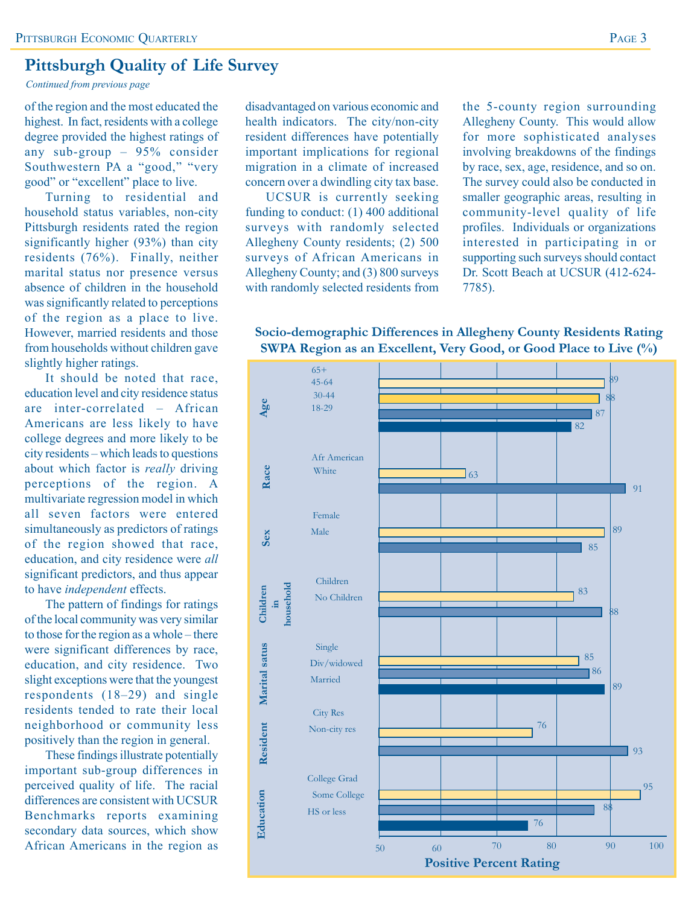## Pittsburgh Quality of Life Survey

*Continued from previous page*

of the region and the most educated the highest. In fact, residents with a college degree provided the highest ratings of any sub-group – 95% consider Southwestern PA a "good," "very good" or "excellent" place to live.

Turning to residential and household status variables, non-city Pittsburgh residents rated the region significantly higher (93%) than city residents (76%). Finally, neither marital status nor presence versus absence of children in the household was significantly related to perceptions of the region as a place to live. However, married residents and those from households without children gave slightly higher ratings.

It should be noted that race, education level and city residence status are inter-correlated – African Americans are less likely to have college degrees and more likely to be city residents – which leads to questions about which factor is *really* driving perceptions of the region. A multivariate regression model in which all seven factors were entered simultaneously as predictors of ratings of the region showed that race, education, and city residence were *all* significant predictors, and thus appear to have *independent* effects.

The pattern of findings for ratings of the local community was very similar to those for the region as a whole – there were significant differences by race, education, and city residence. Two slight exceptions were that the youngest respondents (18–29) and single residents tended to rate their local neighborhood or community less positively than the region in general.

These findings illustrate potentially important sub-group differences in perceived quality of life. The racial differences are consistent with UCSUR Benchmarks reports examining secondary data sources, which show African Americans in the region as disadvantaged on various economic and health indicators. The city/non-city resident differences have potentially important implications for regional migration in a climate of increased concern over a dwindling city tax base.

UCSUR is currently seeking funding to conduct: (1) 400 additional surveys with randomly selected Allegheny County residents; (2) 500 surveys of African Americans in Allegheny County; and (3) 800 surveys with randomly selected residents from the 5-county region surrounding Allegheny County. This would allow for more sophisticated analyses involving breakdowns of the findings by race, sex, age, residence, and so on. The survey could also be conducted in smaller geographic areas, resulting in community-level quality of life profiles. Individuals or organizations interested in participating in or supporting such surveys should contact Dr. Scott Beach at UCSUR (412-624-7785).

**Socio-demographic Differences in Allegheny County Residents Rating SWPA Region as an Excellent, Very Good, or Good Place to Live (%)**

| Category | Group | Positive Percent Rating |
|---|---|---|
| Age | 65+ | 89 |
| | 45-64 | 88 |
| | 30-44 | 87 |
| | 18-29 | 82 |
| Race | Afr American | 63 |
| | White | 91 |
| Sex | Female | 89 |
| | Male | 85 |
| Children in household | Children | 83 |
| | No Children | 88 |
| Marital satus | Single | 85 |
| | Div/widowed | 86 |
| | Married | 89 |
| Resident | City Res | 76 |
| | Non-city res | 93 |
| Education | College Grad | 95 |
| | Some College | 88 |
| | HS or less | 76 |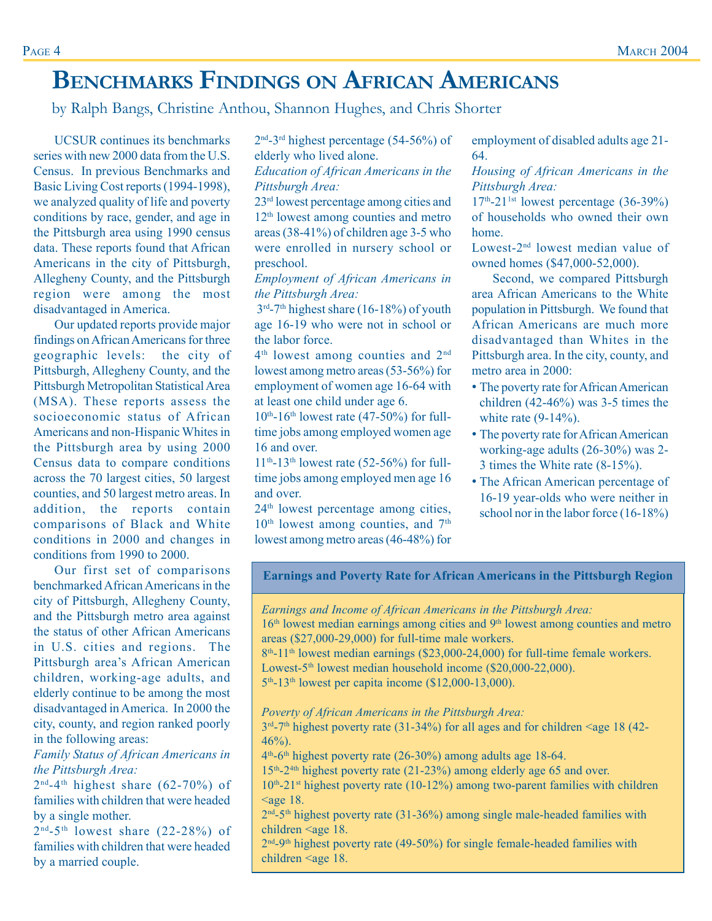# Benchmarks Findings on African Americans

by Ralph Bangs, Christine Anthou, Shannon Hughes, and Chris Shorter

UCSUR continues its benchmarks series with new 2000 data from the U.S. Census. In previous Benchmarks and Basic Living Cost reports (1994-1998), we analyzed quality of life and poverty conditions by race, gender, and age in the Pittsburgh area using 1990 census data. These reports found that African Americans in the city of Pittsburgh, Allegheny County, and the Pittsburgh region were among the most disadvantaged in America.

Our updated reports provide major findings on African Americans for three geographic levels: the city of Pittsburgh, Allegheny County, and the Pittsburgh Metropolitan Statistical Area (MSA). These reports assess the socioeconomic status of African Americans and non-Hispanic Whites in the Pittsburgh area by using 2000 Census data to compare conditions across the 70 largest cities, 50 largest counties, and 50 largest metro areas. In addition, the reports contain comparisons of Black and White conditions in 2000 and changes in conditions from 1990 to 2000.

Our first set of comparisons benchmarked African Americans in the city of Pittsburgh, Allegheny County, and the Pittsburgh metro area against the status of other African Americans in U.S. cities and regions. The Pittsburgh area's African American children, working-age adults, and elderly continue to be among the most disadvantaged in America. In 2000 the city, county, and region ranked poorly in the following areas:

*Family Status of African Americans in the Pittsburgh Area:*

2nd-4th highest share (62-70%) of families with children that were headed by a single mother.

2nd-5th lowest share (22-28%) of families with children that were headed by a married couple.

2nd-3rd highest percentage (54-56%) of elderly who lived alone.

*Education of African Americans in the Pittsburgh Area:*

23rd lowest percentage among cities and 12th lowest among counties and metro areas (38-41%) of children age 3-5 who were enrolled in nursery school or preschool.

*Employment of African Americans in the Pittsburgh Area:*

3rd-7th highest share (16-18%) of youth age 16-19 who were not in school or the labor force.

4th lowest among counties and 2nd lowest among metro areas (53-56%) for employment of women age 16-64 with at least one child under age 6.

10th-16th lowest rate (47-50%) for full-time jobs among employed women age 16 and over.

11th-13th lowest rate (52-56%) for full-time jobs among employed men age 16 and over.

24th lowest percentage among cities, 10th lowest among counties, and 7th lowest among metro areas (46-48%) for employment of disabled adults age 21-64.

*Housing of African Americans in the Pittsburgh Area:*

17th-21st lowest percentage (36-39%) of households who owned their own home.

Lowest-2nd lowest median value of owned homes ($47,000-52,000).

Second, we compared Pittsburgh area African Americans to the White population in Pittsburgh. We found that African Americans are much more disadvantaged than Whites in the Pittsburgh area. In the city, county, and metro area in 2000:

- The poverty rate for African American children (42-46%) was 3-5 times the white rate (9-14%).
- The poverty rate for African American working-age adults (26-30%) was 2-3 times the White rate (8-15%).
- The African American percentage of 16-19 year-olds who were neither in school nor in the labor force (16-18%)

**Earnings and Poverty Rate for African Americans in the Pittsburgh Region**

*Earnings and Income of African Americans in the Pittsburgh Area:*

16th lowest median earnings among cities and 9th lowest among counties and metro areas ($27,000-29,000) for full-time male workers.

8th-11th lowest median earnings ($23,000-24,000) for full-time female workers.

Lowest-5th lowest median household income ($20,000-22,000).

5th-13th lowest per capita income ($12,000-13,000).

*Poverty of African Americans in the Pittsburgh Area:*

3rd-7th highest poverty rate (31-34%) for all ages and for children <age 18 (42-46%).

4th-6th highest poverty rate (26-30%) among adults age 18-64.

15th-24th highest poverty rate (21-23%) among elderly age 65 and over.

10th-21st highest poverty rate (10-12%) among two-parent families with children <age 18.

2nd-5th highest poverty rate (31-36%) among single male-headed families with children <age 18.

2nd-9th highest poverty rate (49-50%) for single female-headed families with children <age 18.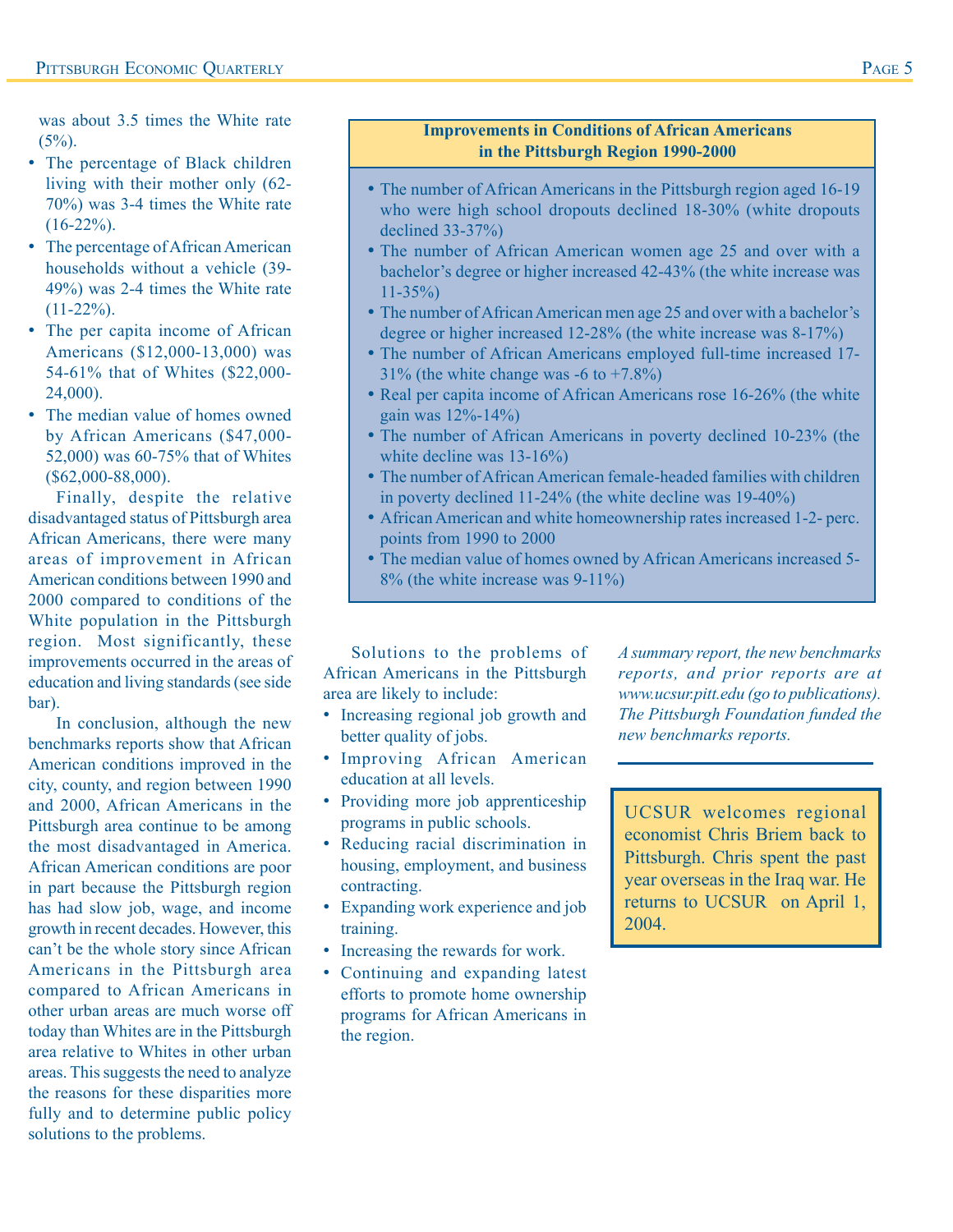was about 3.5 times the White rate (5%).

- The percentage of Black children living with their mother only (62-70%) was 3-4 times the White rate (16-22%).
- The percentage of African American households without a vehicle (39-49%) was 2-4 times the White rate (11-22%).
- The per capita income of African Americans ($12,000-13,000) was 54-61% that of Whites ($22,000-24,000).
- The median value of homes owned by African Americans ($47,000-52,000) was 60-75% that of Whites ($62,000-88,000).

Finally, despite the relative disadvantaged status of Pittsburgh area African Americans, there were many areas of improvement in African American conditions between 1990 and 2000 compared to conditions of the White population in the Pittsburgh region. Most significantly, these improvements occurred in the areas of education and living standards (see side bar).

In conclusion, although the new benchmarks reports show that African American conditions improved in the city, county, and region between 1990 and 2000, African Americans in the Pittsburgh area continue to be among the most disadvantaged in America. African American conditions are poor in part because the Pittsburgh region has had slow job, wage, and income growth in recent decades. However, this can't be the whole story since African Americans in the Pittsburgh area compared to African Americans in other urban areas are much worse off today than Whites are in the Pittsburgh area relative to Whites in other urban areas. This suggests the need to analyze the reasons for these disparities more fully and to determine public policy solutions to the problems.

### Improvements in Conditions of African Americans in the Pittsburgh Region 1990-2000

- The number of African Americans in the Pittsburgh region aged 16-19 who were high school dropouts declined 18-30% (white dropouts declined 33-37%)
- The number of African American women age 25 and over with a bachelor's degree or higher increased 42-43% (the white increase was 11-35%)
- The number of African American men age 25 and over with a bachelor's degree or higher increased 12-28% (the white increase was 8-17%)
- The number of African Americans employed full-time increased 17-31% (the white change was -6 to +7.8%)
- Real per capita income of African Americans rose 16-26% (the white gain was 12%-14%)
- The number of African Americans in poverty declined 10-23% (the white decline was 13-16%)
- The number of African American female-headed families with children in poverty declined 11-24% (the white decline was 19-40%)
- African American and white homeownership rates increased 1-2- perc. points from 1990 to 2000
- The median value of homes owned by African Americans increased 5-8% (the white increase was 9-11%)

Solutions to the problems of African Americans in the Pittsburgh area are likely to include:

- Increasing regional job growth and better quality of jobs.
- Improving African American education at all levels.
- Providing more job apprenticeship programs in public schools.
- Reducing racial discrimination in housing, employment, and business contracting.
- Expanding work experience and job training.
- Increasing the rewards for work.
- Continuing and expanding latest efforts to promote home ownership programs for African Americans in the region.

*A summary report, the new benchmarks reports, and prior reports are at www.ucsur.pitt.edu (go to publications). The Pittsburgh Foundation funded the new benchmarks reports.*

---

UCSUR welcomes regional economist Chris Briem back to Pittsburgh. Chris spent the past year overseas in the Iraq war. He returns to UCSUR on April 1, 2004.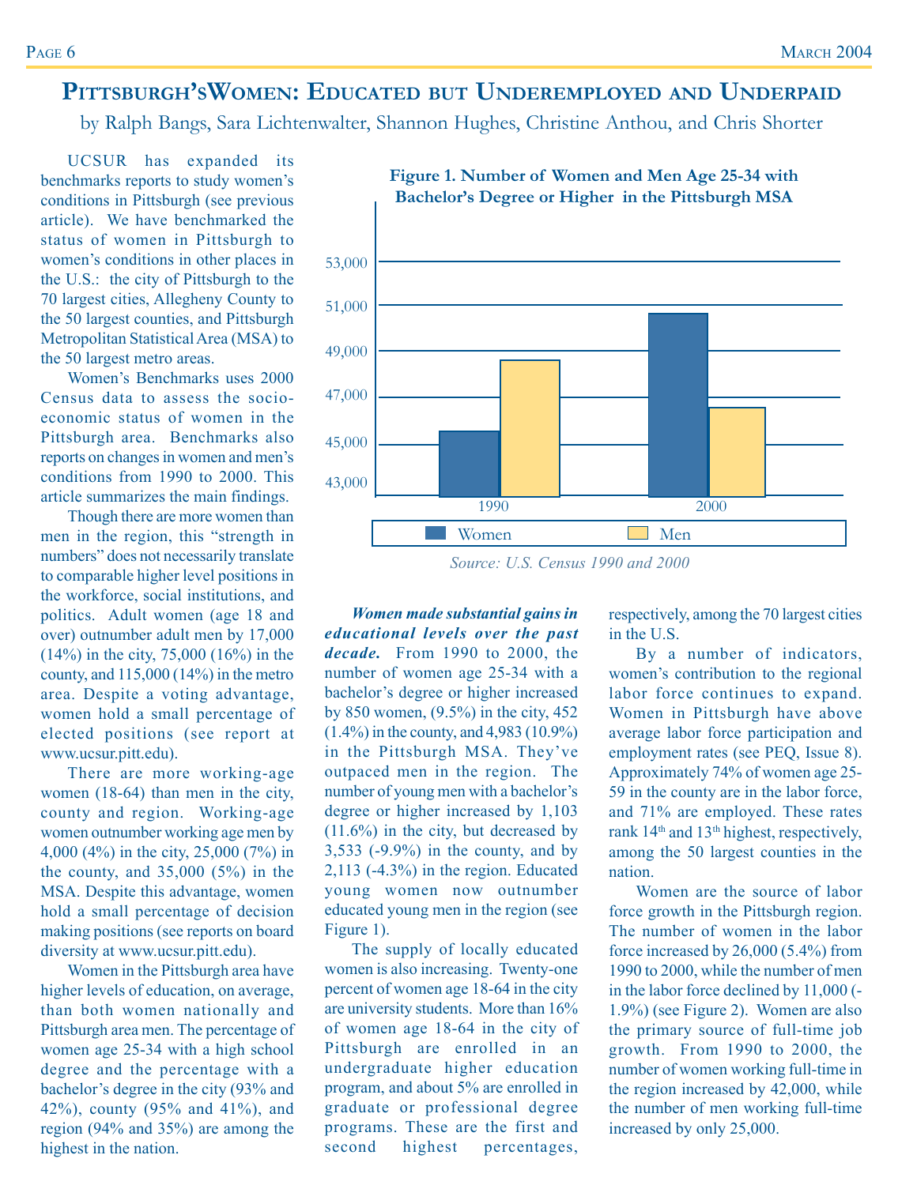# Pittsburgh's Women: Educated but Underemployed and Underpaid

by Ralph Bangs, Sara Lichtenwalter, Shannon Hughes, Christine Anthou, and Chris Shorter

UCSUR has expanded its benchmarks reports to study women's conditions in Pittsburgh (see previous article). We have benchmarked the status of women in Pittsburgh to women's conditions in other places in the U.S.: the city of Pittsburgh to the 70 largest cities, Allegheny County to the 50 largest counties, and Pittsburgh Metropolitan Statistical Area (MSA) to the 50 largest metro areas.

Women's Benchmarks uses 2000 Census data to assess the socio-economic status of women in the Pittsburgh area. Benchmarks also reports on changes in women and men's conditions from 1990 to 2000. This article summarizes the main findings.

Though there are more women than men in the region, this "strength in numbers" does not necessarily translate to comparable higher level positions in the workforce, social institutions, and politics. Adult women (age 18 and over) outnumber adult men by 17,000 (14%) in the city, 75,000 (16%) in the county, and 115,000 (14%) in the metro area. Despite a voting advantage, women hold a small percentage of elected positions (see report at www.ucsur.pitt.edu).

There are more working-age women (18-64) than men in the city, county and region. Working-age women outnumber working age men by 4,000 (4%) in the city, 25,000 (7%) in the county, and 35,000 (5%) in the MSA. Despite this advantage, women hold a small percentage of decision making positions (see reports on board diversity at www.ucsur.pitt.edu).

Women in the Pittsburgh area have higher levels of education, on average, than both women nationally and Pittsburgh area men. The percentage of women age 25-34 with a high school degree and the percentage with a bachelor's degree in the city (93% and 42%), county (95% and 41%), and region (94% and 35%) are among the highest in the nation.

**Figure 1. Number of Women and Men Age 25-34 with Bachelor's Degree or Higher in the Pittsburgh MSA**

| Year | Women | Men |
|---|---|---|
| 1990 | ~45,500 | ~48,600 |
| 2000 | ~50,700 | ~46,500 |

*Source: U.S. Census 1990 and 2000*

***Women made substantial gains in educational levels over the past decade.*** From 1990 to 2000, the number of women age 25-34 with a bachelor's degree or higher increased by 850 women, (9.5%) in the city, 452 (1.4%) in the county, and 4,983 (10.9%) in the Pittsburgh MSA. They've outpaced men in the region. The number of young men with a bachelor's degree or higher increased by 1,103 (11.6%) in the city, but decreased by 3,533 (-9.9%) in the county, and by 2,113 (-4.3%) in the region. Educated young women now outnumber educated young men in the region (see Figure 1).

The supply of locally educated women is also increasing. Twenty-one percent of women age 18-64 in the city are university students. More than 16% of women age 18-64 in the city of Pittsburgh are enrolled in an undergraduate higher education program, and about 5% are enrolled in graduate or professional degree programs. These are the first and second highest percentages, respectively, among the 70 largest cities in the U.S.

By a number of indicators, women's contribution to the regional labor force continues to expand. Women in Pittsburgh have above average labor force participation and employment rates (see PEQ, Issue 8). Approximately 74% of women age 25-59 in the county are in the labor force, and 71% are employed. These rates rank 14th and 13th highest, respectively, among the 50 largest counties in the nation.

Women are the source of labor force growth in the Pittsburgh region. The number of women in the labor force increased by 26,000 (5.4%) from 1990 to 2000, while the number of men in the labor force declined by 11,000 (-1.9%) (see Figure 2). Women are also the primary source of full-time job growth. From 1990 to 2000, the number of women working full-time in the region increased by 42,000, while the number of men working full-time increased by only 25,000.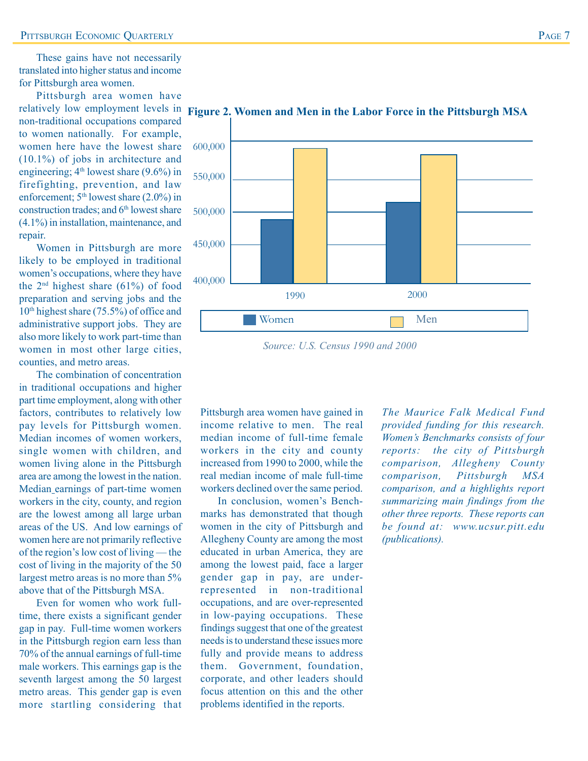These gains have not necessarily translated into higher status and income for Pittsburgh area women.

Pittsburgh area women have relatively low employment levels in non-traditional occupations compared to women nationally. For example, women here have the lowest share (10.1%) of jobs in architecture and engineering; 4th lowest share (9.6%) in firefighting, prevention, and law enforcement; 5th lowest share (2.0%) in construction trades; and 6th lowest share (4.1%) in installation, maintenance, and repair.

Women in Pittsburgh are more likely to be employed in traditional women's occupations, where they have the 2nd highest share (61%) of food preparation and serving jobs and the 10th highest share (75.5%) of office and administrative support jobs. They are also more likely to work part-time than women in most other large cities, counties, and metro areas.

The combination of concentration in traditional occupations and higher part time employment, along with other factors, contributes to relatively low pay levels for Pittsburgh women. Median incomes of women workers, single women with children, and women living alone in the Pittsburgh area are among the lowest in the nation. Median earnings of part-time women workers in the city, county, and region are the lowest among all large urban areas of the US. And low earnings of women here are not primarily reflective of the region's low cost of living — the cost of living in the majority of the 50 largest metro areas is no more than 5% above that of the Pittsburgh MSA.

Even for women who work full-time, there exists a significant gender gap in pay. Full-time women workers in the Pittsburgh region earn less than 70% of the annual earnings of full-time male workers. This earnings gap is the seventh largest among the 50 largest metro areas. This gender gap is even more startling considering that Pittsburgh area women have gained in income relative to men. The real median income of full-time female workers in the city and county increased from 1990 to 2000, while the real median income of male full-time workers declined over the same period.

**Figure 2. Women and Men in the Labor Force in the Pittsburgh MSA**

*Source: U.S. Census 1990 and 2000*

In conclusion, women's Benchmarks has demonstrated that though women in the city of Pittsburgh and Allegheny County are among the most educated in urban America, they are among the lowest paid, face a larger gender gap in pay, are under-represented in non-traditional occupations, and are over-represented in low-paying occupations. These findings suggest that one of the greatest needs is to understand these issues more fully and provide means to address them. Government, foundation, corporate, and other leaders should focus attention on this and the other problems identified in the reports.

*The Maurice Falk Medical Fund provided funding for this research. Women's Benchmarks consists of four reports: the city of Pittsburgh comparison, Allegheny County comparison, Pittsburgh MSA comparison, and a highlights report summarizing main findings from the other three reports. These reports can be found at: www.ucsur.pitt.edu (publications).*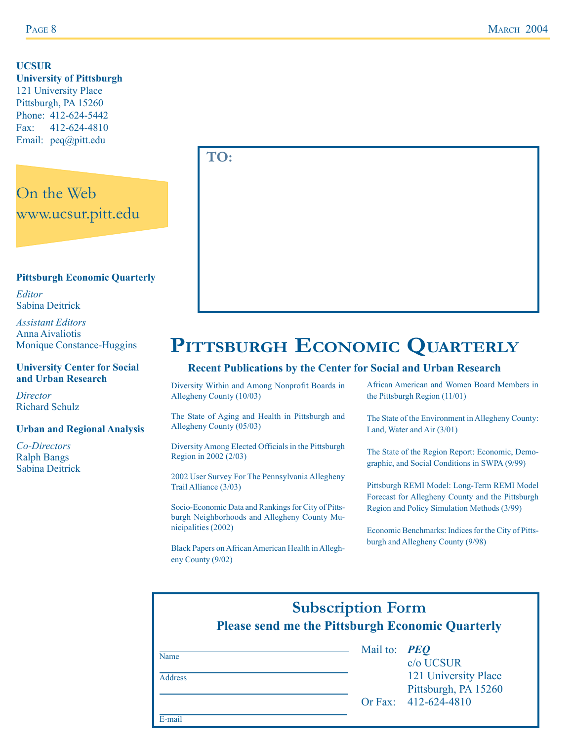**UCSUR**
**University of Pittsburgh**
121 University Place
Pittsburgh, PA 15260
Phone: 412-624-5442
Fax: 412-624-4810
Email: peq@pitt.edu

On the Web
www.ucsur.pitt.edu

**Pittsburgh Economic Quarterly**

*Editor*
Sabina Deitrick

*Assistant Editors*
Anna Aivaliotis
Monique Constance-Huggins

**University Center for Social and Urban Research**

*Director*
Richard Schulz

**Urban and Regional Analysis**

*Co-Directors*
Ralph Bangs
Sabina Deitrick

**TO:**

# Pittsburgh Economic Quarterly

## Recent Publications by the Center for Social and Urban Research

Diversity Within and Among Nonprofit Boards in Allegheny County (10/03)

The State of Aging and Health in Pittsburgh and Allegheny County (05/03)

Diversity Among Elected Officials in the Pittsburgh Region in 2002 (2/03)

2002 User Survey For The Pennsylvania Allegheny Trail Alliance (3/03)

Socio-Economic Data and Rankings for City of Pittsburgh Neighborhoods and Allegheny County Municipalities (2002)

Black Papers on African American Health in Allegheny County (9/02)

African American and Women Board Members in the Pittsburgh Region (11/01)

The State of the Environment in Allegheny County: Land, Water and Air (3/01)

The State of the Region Report: Economic, Demographic, and Social Conditions in SWPA (9/99)

Pittsburgh REMI Model: Long-Term REMI Model Forecast for Allegheny County and the Pittsburgh Region and Policy Simulation Methods (3/99)

Economic Benchmarks: Indices for the City of Pittsburgh and Allegheny County (9/98)

## Subscription Form

### Please send me the Pittsburgh Economic Quarterly

Name ______________________

Address ______________________

______________________

E-mail ______________________

Mail to: ***PEQ***
c/o UCSUR
121 University Place
Pittsburgh, PA 15260

Or Fax: 412-624-4810